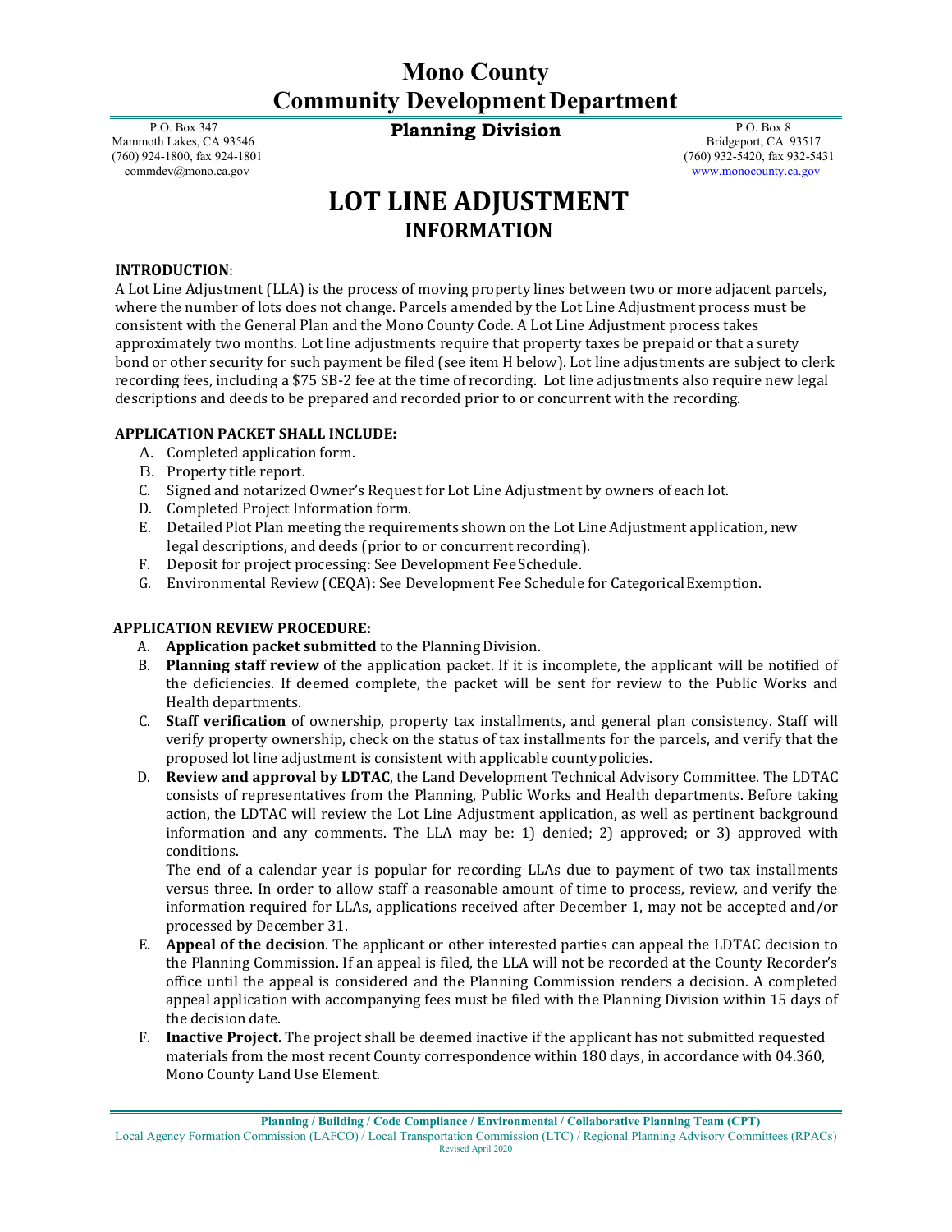# Mono County
# Community Development Department

P.O. Box 347
Mammoth Lakes, CA 93546
(760) 924-1800, fax 924-1801
commdev@mono.ca.gov

**Planning Division**

P.O. Box 8
Bridgeport, CA 93517
(760) 932-5420, fax 932-5431
www.monocounty.ca.gov

# LOT LINE ADJUSTMENT
## INFORMATION

**INTRODUCTION**:
A Lot Line Adjustment (LLA) is the process of moving property lines between two or more adjacent parcels, where the number of lots does not change. Parcels amended by the Lot Line Adjustment process must be consistent with the General Plan and the Mono County Code. A Lot Line Adjustment process takes approximately two months. Lot line adjustments require that property taxes be prepaid or that a surety bond or other security for such payment be filed (see item H below). Lot line adjustments are subject to clerk recording fees, including a $75 SB-2 fee at the time of recording. Lot line adjustments also require new legal descriptions and deeds to be prepared and recorded prior to or concurrent with the recording.

**APPLICATION PACKET SHALL INCLUDE:**

A. Completed application form.
B. Property title report.
C. Signed and notarized Owner's Request for Lot Line Adjustment by owners of each lot.
D. Completed Project Information form.
E. Detailed Plot Plan meeting the requirements shown on the Lot Line Adjustment application, new legal descriptions, and deeds (prior to or concurrent recording).
F. Deposit for project processing: See Development Fee Schedule.
G. Environmental Review (CEQA): See Development Fee Schedule for Categorical Exemption.

**APPLICATION REVIEW PROCEDURE:**

A. **Application packet submitted** to the Planning Division.
B. **Planning staff review** of the application packet. If it is incomplete, the applicant will be notified of the deficiencies. If deemed complete, the packet will be sent for review to the Public Works and Health departments.
C. **Staff verification** of ownership, property tax installments, and general plan consistency. Staff will verify property ownership, check on the status of tax installments for the parcels, and verify that the proposed lot line adjustment is consistent with applicable county policies.
D. **Review and approval by LDTAC**, the Land Development Technical Advisory Committee. The LDTAC consists of representatives from the Planning, Public Works and Health departments. Before taking action, the LDTAC will review the Lot Line Adjustment application, as well as pertinent background information and any comments. The LLA may be: 1) denied; 2) approved; or 3) approved with conditions.
   The end of a calendar year is popular for recording LLAs due to payment of two tax installments versus three. In order to allow staff a reasonable amount of time to process, review, and verify the information required for LLAs, applications received after December 1, may not be accepted and/or processed by December 31.
E. **Appeal of the decision**. The applicant or other interested parties can appeal the LDTAC decision to the Planning Commission. If an appeal is filed, the LLA will not be recorded at the County Recorder's office until the appeal is considered and the Planning Commission renders a decision. A completed appeal application with accompanying fees must be filed with the Planning Division within 15 days of the decision date.
F. **Inactive Project.** The project shall be deemed inactive if the applicant has not submitted requested materials from the most recent County correspondence within 180 days, in accordance with 04.360, Mono County Land Use Element.

**Planning / Building / Code Compliance / Environmental / Collaborative Planning Team (CPT)**
Local Agency Formation Commission (LAFCO) / Local Transportation Commission (LTC) / Regional Planning Advisory Committees (RPACs)
Revised April 2020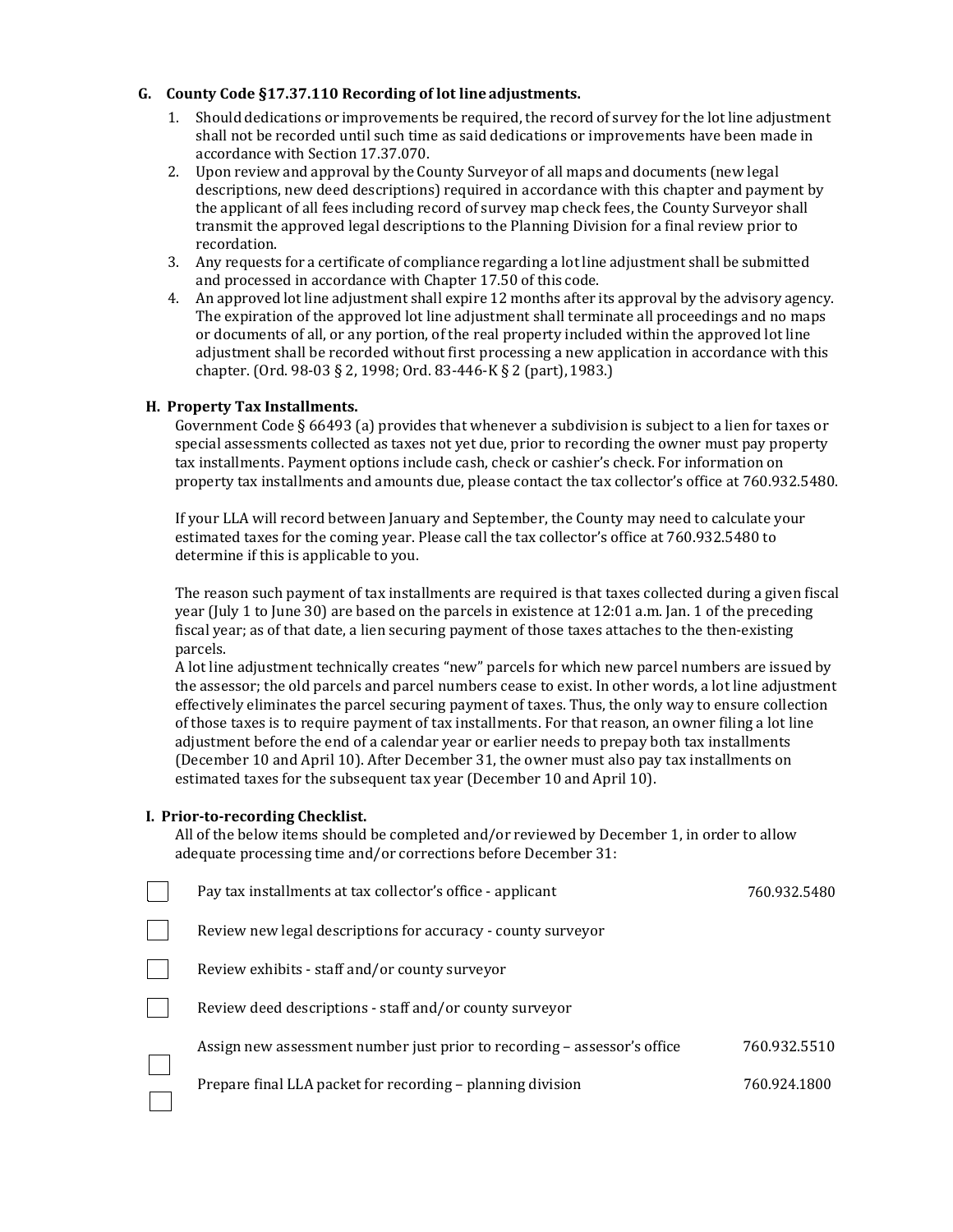**G. County Code §17.37.110 Recording of lot line adjustments.**

1. Should dedications or improvements be required, the record of survey for the lot line adjustment shall not be recorded until such time as said dedications or improvements have been made in accordance with Section 17.37.070.
2. Upon review and approval by the County Surveyor of all maps and documents (new legal descriptions, new deed descriptions) required in accordance with this chapter and payment by the applicant of all fees including record of survey map check fees, the County Surveyor shall transmit the approved legal descriptions to the Planning Division for a final review prior to recordation.
3. Any requests for a certificate of compliance regarding a lot line adjustment shall be submitted and processed in accordance with Chapter 17.50 of this code.
4. An approved lot line adjustment shall expire 12 months after its approval by the advisory agency. The expiration of the approved lot line adjustment shall terminate all proceedings and no maps or documents of all, or any portion, of the real property included within the approved lot line adjustment shall be recorded without first processing a new application in accordance with this chapter. (Ord. 98-03 § 2, 1998; Ord. 83-446-K § 2 (part), 1983.)

**H. Property Tax Installments.**

Government Code § 66493 (a) provides that whenever a subdivision is subject to a lien for taxes or special assessments collected as taxes not yet due, prior to recording the owner must pay property tax installments. Payment options include cash, check or cashier's check. For information on property tax installments and amounts due, please contact the tax collector's office at 760.932.5480.

If your LLA will record between January and September, the County may need to calculate your estimated taxes for the coming year. Please call the tax collector's office at 760.932.5480 to determine if this is applicable to you.

The reason such payment of tax installments are required is that taxes collected during a given fiscal year (July 1 to June 30) are based on the parcels in existence at 12:01 a.m. Jan. 1 of the preceding fiscal year; as of that date, a lien securing payment of those taxes attaches to the then-existing parcels.

A lot line adjustment technically creates "new" parcels for which new parcel numbers are issued by the assessor; the old parcels and parcel numbers cease to exist. In other words, a lot line adjustment effectively eliminates the parcel securing payment of taxes. Thus, the only way to ensure collection of those taxes is to require payment of tax installments. For that reason, an owner filing a lot line adjustment before the end of a calendar year or earlier needs to prepay both tax installments (December 10 and April 10). After December 31, the owner must also pay tax installments on estimated taxes for the subsequent tax year (December 10 and April 10).

**I. Prior-to-recording Checklist.**

All of the below items should be completed and/or reviewed by December 1, in order to allow adequate processing time and/or corrections before December 31:

- [ ] Pay tax installments at tax collector's office - applicant 760.932.5480
- [ ] Review new legal descriptions for accuracy - county surveyor
- [ ] Review exhibits - staff and/or county surveyor
- [ ] Review deed descriptions - staff and/or county surveyor
- [ ] Assign new assessment number just prior to recording – assessor's office 760.932.5510
- [ ] Prepare final LLA packet for recording – planning division 760.924.1800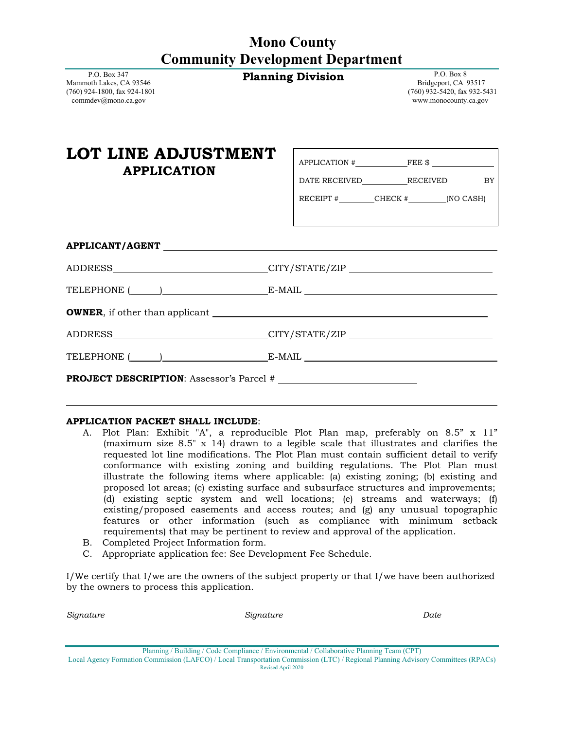# Mono County
# Community Development Department

P.O. Box 347
Mammoth Lakes, CA 93546
(760) 924-1800, fax 924-1801
commdev@mono.ca.gov

**Planning Division**

P.O. Box 8
Bridgeport, CA 93517
(760) 932-5420, fax 932-5431
www.monocounty.ca.gov

## LOT LINE ADJUSTMENT
## APPLICATION

APPLICATION #____________ FEE $ ______________

DATE RECEIVED__________ RECEIVED BY

RECEIPT #________ CHECK #_________ (NO CASH)

**APPLICANT/AGENT** ________________________________________________

ADDRESS______________________________ CITY/STATE/ZIP ___________________________

TELEPHONE (______)____________________ E-MAIL ______________________________________

**OWNER**, if other than applicant ________________________________________________

ADDRESS______________________________ CITY/STATE/ZIP ___________________________

TELEPHONE (______)____________________ E-MAIL ______________________________________

**PROJECT DESCRIPTION**: Assessor's Parcel # ____________________________

_____________________________________________________________________________

**APPLICATION PACKET SHALL INCLUDE**:

A. Plot Plan: Exhibit "A", a reproducible Plot Plan map, preferably on 8.5" x 11" (maximum size 8.5" x 14) drawn to a legible scale that illustrates and clarifies the requested lot line modifications. The Plot Plan must contain sufficient detail to verify conformance with existing zoning and building regulations. The Plot Plan must illustrate the following items where applicable: (a) existing zoning; (b) existing and proposed lot areas; (c) existing surface and subsurface structures and improvements; (d) existing septic system and well locations; (e) streams and waterways; (f) existing/proposed easements and access routes; and (g) any unusual topographic features or other information (such as compliance with minimum setback requirements) that may be pertinent to review and approval of the application.
B. Completed Project Information form.
C. Appropriate application fee: See Development Fee Schedule.

I/We certify that I/we are the owners of the subject property or that I/we have been authorized by the owners to process this application.

______________________ ______________________ ______________
*Signature* *Signature* *Date*

Planning / Building / Code Compliance / Environmental / Collaborative Planning Team (CPT)
Local Agency Formation Commission (LAFCO) / Local Transportation Commission (LTC) / Regional Planning Advisory Committees (RPACs)
Revised April 2020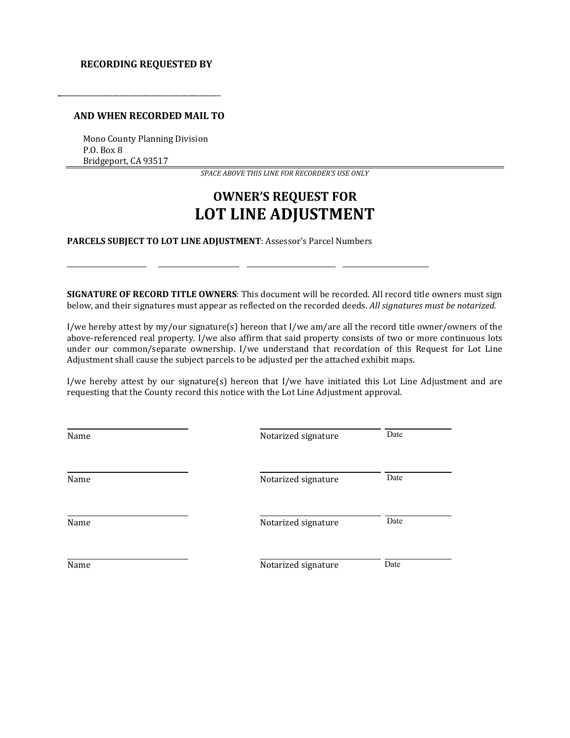**RECORDING REQUESTED BY**

\_\_\_\_\_\_\_\_\_\_\_\_\_\_\_\_\_\_\_\_\_\_\_\_\_\_\_\_\_\_\_\_\_\_\_\_

**AND WHEN RECORDED MAIL TO**

Mono County Planning Division
P.O. Box 8
Bridgeport, CA 93517

*SPACE ABOVE THIS LINE FOR RECORDER'S USE ONLY*

## OWNER'S REQUEST FOR
# LOT LINE ADJUSTMENT

**PARCELS SUBJECT TO LOT LINE ADJUSTMENT**: Assessor's Parcel Numbers

\_\_\_\_\_\_\_\_\_\_\_\_\_\_\_\_ \_\_\_\_\_\_\_\_\_\_\_\_\_\_\_\_ \_\_\_\_\_\_\_\_\_\_\_\_\_\_\_\_ \_\_\_\_\_\_\_\_\_\_\_\_\_\_\_\_

**SIGNATURE OF RECORD TITLE OWNERS**: This document will be recorded. All record title owners must sign below, and their signatures must appear as reflected on the recorded deeds. *All signatures must be notarized.*

I/we hereby attest by my/our signature(s) hereon that I/we am/are all the record title owner/owners of the above-referenced real property. I/we also affirm that said property consists of two or more continuous lots under our common/separate ownership. I/we understand that recordation of this Request for Lot Line Adjustment shall cause the subject parcels to be adjusted per the attached exhibit maps.

I/we hereby attest by our signature(s) hereon that I/we have initiated this Lot Line Adjustment and are requesting that the County record this notice with the Lot Line Adjustment approval.

| | | |
|---|---|---|
| Name | Notarized signature | Date |
| Name | Notarized signature | Date |
| Name | Notarized signature | Date |
| Name | Notarized signature | Date |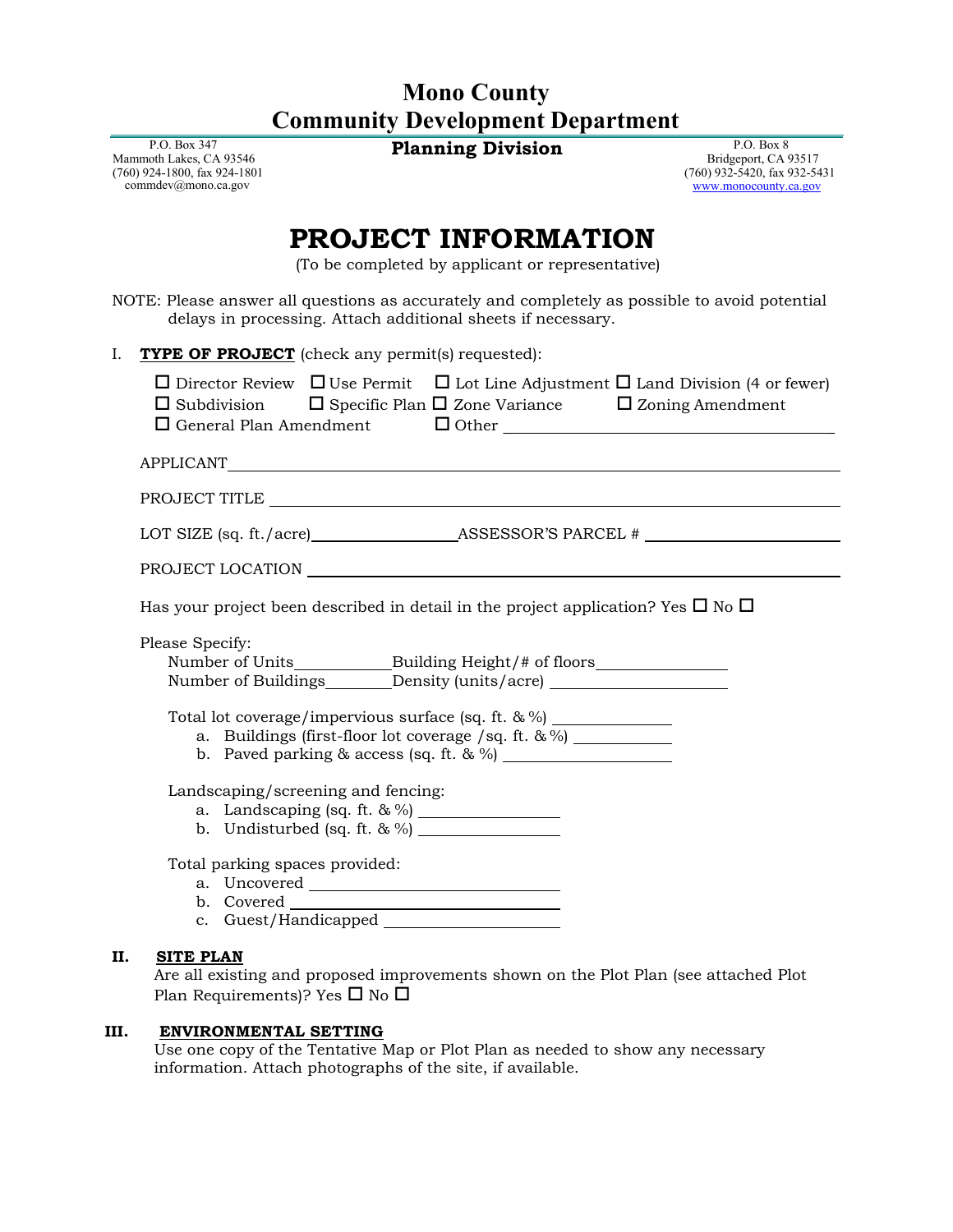# Mono County
# Community Development Department

P.O. Box 347
Mammoth Lakes, CA 93546
(760) 924-1800, fax 924-1801
commdev@mono.ca.gov

**Planning Division**

P.O. Box 8
Bridgeport, CA 93517
(760) 932-5420, fax 932-5431
www.monocounty.ca.gov

# PROJECT INFORMATION

(To be completed by applicant or representative)

NOTE: Please answer all questions as accurately and completely as possible to avoid potential delays in processing. Attach additional sheets if necessary.

I. **TYPE OF PROJECT** (check any permit(s) requested):

☐ Director Review ☐ Use Permit ☐ Lot Line Adjustment ☐ Land Division (4 or fewer)
☐ Subdivision ☐ Specific Plan ☐ Zone Variance ☐ Zoning Amendment
☐ General Plan Amendment ☐ Other ______________________________

APPLICANT ______________________________

PROJECT TITLE ______________________________

LOT SIZE (sq. ft./acre) ______________ ASSESSOR'S PARCEL # ______________

PROJECT LOCATION ______________________________

Has your project been described in detail in the project application? Yes ☐ No ☐

Please Specify:
Number of Units __________ Building Height/# of floors __________
Number of Buildings __________ Density (units/acre) __________

Total lot coverage/impervious surface (sq. ft. & %) __________
a. Buildings (first-floor lot coverage /sq. ft. & %) __________
b. Paved parking & access (sq. ft. & %) __________

Landscaping/screening and fencing:
a. Landscaping (sq. ft. & %) __________
b. Undisturbed (sq. ft. & %) __________

Total parking spaces provided:
a. Uncovered __________
b. Covered __________
c. Guest/Handicapped __________

II. **SITE PLAN**
Are all existing and proposed improvements shown on the Plot Plan (see attached Plot Plan Requirements)? Yes ☐ No ☐

III. **ENVIRONMENTAL SETTING**
Use one copy of the Tentative Map or Plot Plan as needed to show any necessary information. Attach photographs of the site, if available.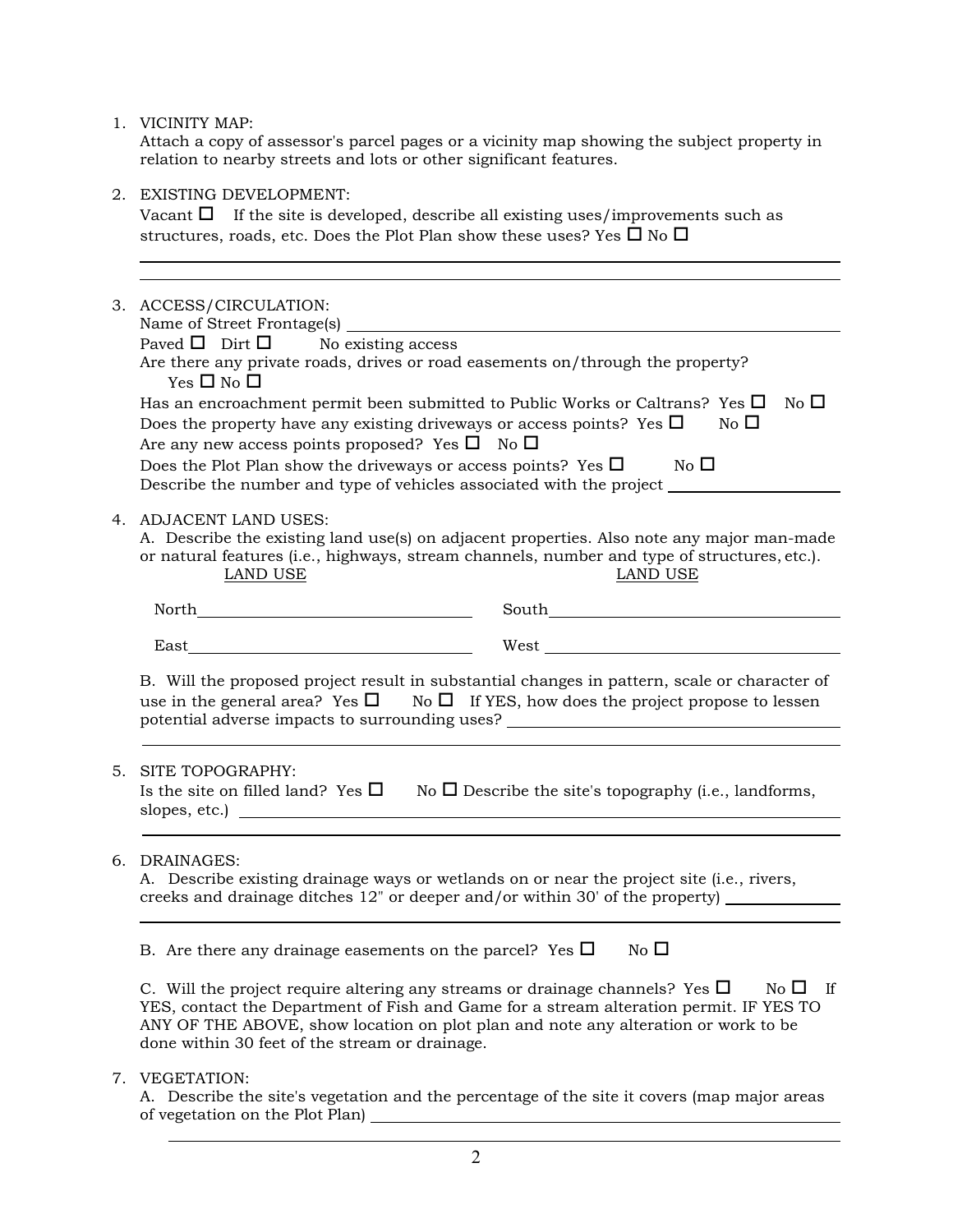1. VICINITY MAP:
   Attach a copy of assessor's parcel pages or a vicinity map showing the subject property in relation to nearby streets and lots or other significant features.

2. EXISTING DEVELOPMENT:
   Vacant ☐ If the site is developed, describe all existing uses/improvements such as structures, roads, etc. Does the Plot Plan show these uses? Yes ☐ No ☐

   ______________________________________________________________________

   ______________________________________________________________________

3. ACCESS/CIRCULATION:
   Name of Street Frontage(s) ____________________________________________
   Paved ☐ Dirt ☐ No existing access
   Are there any private roads, drives or road easements on/through the property?
   Yes ☐ No ☐
   Has an encroachment permit been submitted to Public Works or Caltrans? Yes ☐ No ☐
   Does the property have any existing driveways or access points? Yes ☐ No ☐
   Are any new access points proposed? Yes ☐ No ☐
   Does the Plot Plan show the driveways or access points? Yes ☐ No ☐
   Describe the number and type of vehicles associated with the project ____________

4. ADJACENT LAND USES:
   A. Describe the existing land use(s) on adjacent properties. Also note any major man-made or natural features (i.e., highways, stream channels, number and type of structures, etc.).

   | LAND USE | | LAND USE | |
   |---|---|---|---|
   | North | ____________ | South | ____________ |
   | East | ____________ | West | ____________ |

   B. Will the proposed project result in substantial changes in pattern, scale or character of use in the general area? Yes ☐ No ☐ If YES, how does the project propose to lessen potential adverse impacts to surrounding uses? ____________________________

   ______________________________________________________________________

5. SITE TOPOGRAPHY:
   Is the site on filled land? Yes ☐ No ☐ Describe the site's topography (i.e., landforms, slopes, etc.) ______________________________________________________

   ______________________________________________________________________

6. DRAINAGES:
   A. Describe existing drainage ways or wetlands on or near the project site (i.e., rivers, creeks and drainage ditches 12" or deeper and/or within 30' of the property) __________

   ______________________________________________________________________

   B. Are there any drainage easements on the parcel? Yes ☐ No ☐

   C. Will the project require altering any streams or drainage channels? Yes ☐ No ☐ If YES, contact the Department of Fish and Game for a stream alteration permit. IF YES TO ANY OF THE ABOVE, show location on plot plan and note any alteration or work to be done within 30 feet of the stream or drainage.

7. VEGETATION:
   A. Describe the site's vegetation and the percentage of the site it covers (map major areas of vegetation on the Plot Plan) ____________________________________________

   ______________________________________________________________________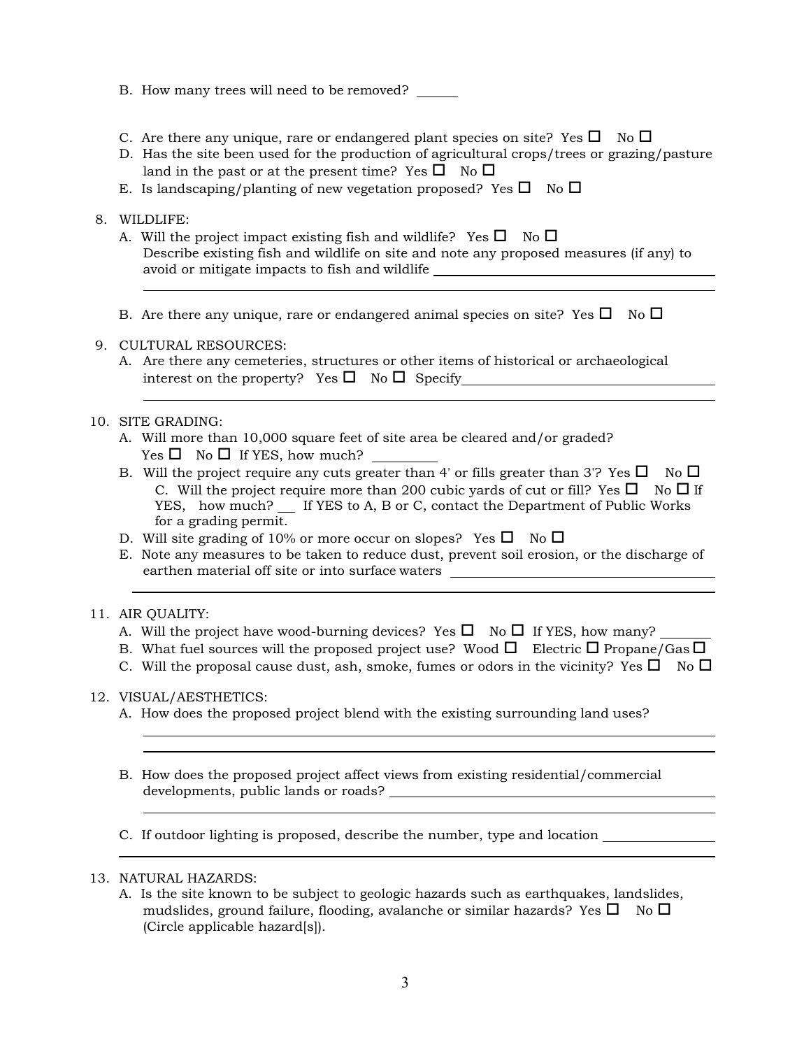B. How many trees will need to be removed? ______

C. Are there any unique, rare or endangered plant species on site? Yes ☐ No ☐

D. Has the site been used for the production of agricultural crops/trees or grazing/pasture land in the past or at the present time? Yes ☐ No ☐

E. Is landscaping/planting of new vegetation proposed? Yes ☐ No ☐

8. WILDLIFE:

A. Will the project impact existing fish and wildlife? Yes ☐ No ☐
Describe existing fish and wildlife on site and note any proposed measures (if any) to avoid or mitigate impacts to fish and wildlife ______________________________

______________________________________________________________________

B. Are there any unique, rare or endangered animal species on site? Yes ☐ No ☐

9. CULTURAL RESOURCES:

A. Are there any cemeteries, structures or other items of historical or archaeological interest on the property? Yes ☐ No ☐ Specify______________________________

______________________________________________________________________

10. SITE GRADING:

A. Will more than 10,000 square feet of site area be cleared and/or graded? Yes ☐ No ☐ If YES, how much? __________

B. Will the project require any cuts greater than 4' or fills greater than 3'? Yes ☐ No ☐

C. Will the project require more than 200 cubic yards of cut or fill? Yes ☐ No ☐ If YES, how much? ___ If YES to A, B or C, contact the Department of Public Works for a grading permit.

D. Will site grading of 10% or more occur on slopes? Yes ☐ No ☐

E. Note any measures to be taken to reduce dust, prevent soil erosion, or the discharge of earthen material off site or into surface waters ______________________________

______________________________________________________________________

11. AIR QUALITY:

A. Will the project have wood-burning devices? Yes ☐ No ☐ If YES, how many? ________

B. What fuel sources will the proposed project use? Wood ☐ Electric ☐ Propane/Gas ☐

C. Will the proposal cause dust, ash, smoke, fumes or odors in the vicinity? Yes ☐ No ☐

12. VISUAL/AESTHETICS:

A. How does the proposed project blend with the existing surrounding land uses?

______________________________________________________________________

______________________________________________________________________

B. How does the proposed project affect views from existing residential/commercial developments, public lands or roads? ______________________________

______________________________________________________________________

C. If outdoor lighting is proposed, describe the number, type and location ________________

______________________________________________________________________

13. NATURAL HAZARDS:

A. Is the site known to be subject to geologic hazards such as earthquakes, landslides, mudslides, ground failure, flooding, avalanche or similar hazards? Yes ☐ No ☐ (Circle applicable hazard[s]).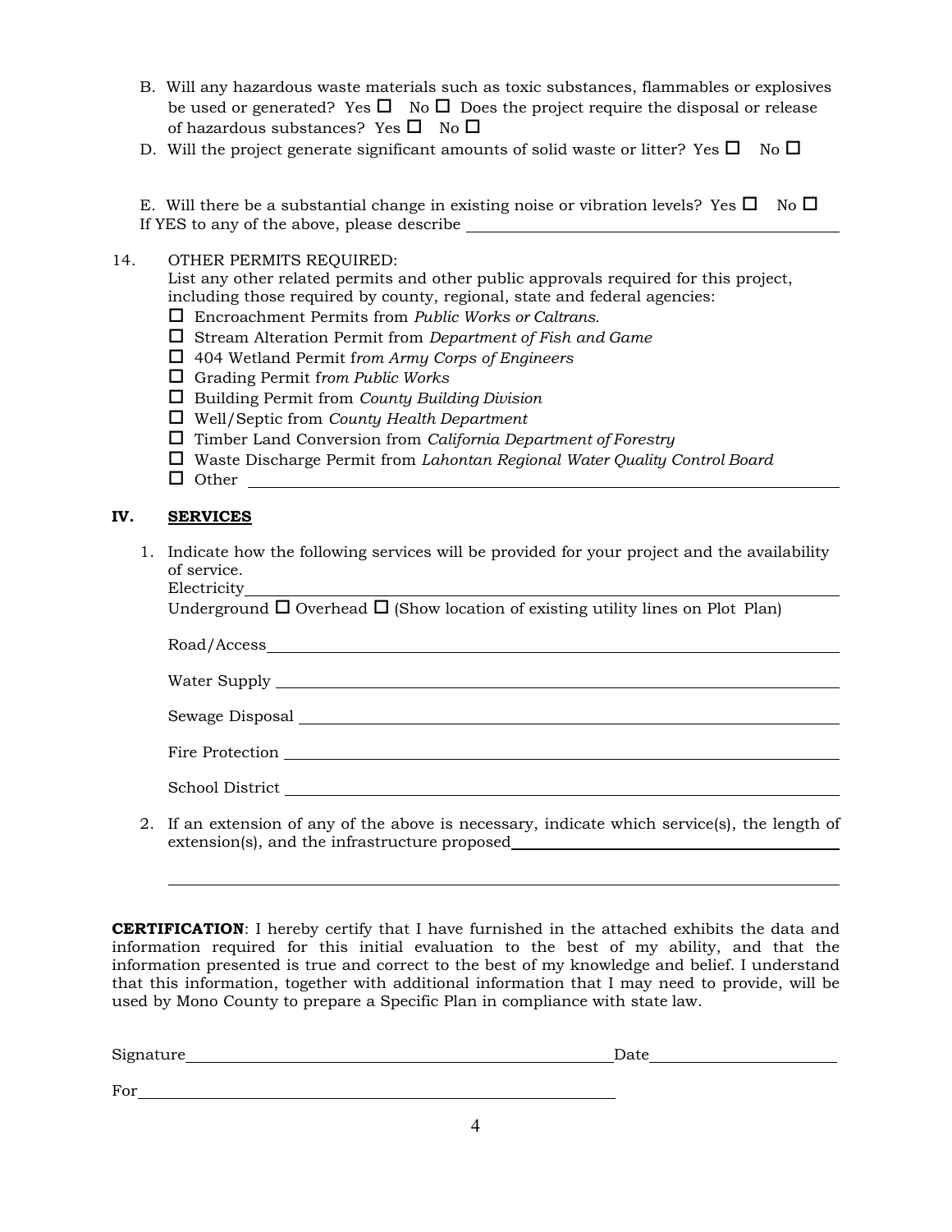B. Will any hazardous waste materials such as toxic substances, flammables or explosives be used or generated? Yes ☐ No ☐ Does the project require the disposal or release of hazardous substances? Yes ☐ No ☐

D. Will the project generate significant amounts of solid waste or litter? Yes ☐ No ☐

E. Will there be a substantial change in existing noise or vibration levels? Yes ☐ No ☐
If YES to any of the above, please describe ____________________

14. OTHER PERMITS REQUIRED:
List any other related permits and other public approvals required for this project, including those required by county, regional, state and federal agencies:

- ☐ Encroachment Permits from *Public Works or Caltrans.*
- ☐ Stream Alteration Permit from *Department of Fish and Game*
- ☐ 404 Wetland Permit f*rom Army Corps of Engineers*
- ☐ Grading Permit f*rom Public Works*
- ☐ Building Permit from *County Building Division*
- ☐ Well/Septic from *County Health Department*
- ☐ Timber Land Conversion from *California Department of Forestry*
- ☐ Waste Discharge Permit from *Lahontan Regional Water Quality Control Board*
- ☐ Other ____________________

## IV. SERVICES

1. Indicate how the following services will be provided for your project and the availability of service.

   Electricity ____________________
   Underground ☐ Overhead ☐ (Show location of existing utility lines on Plot Plan)

   Road/Access ____________________

   Water Supply ____________________

   Sewage Disposal ____________________

   Fire Protection ____________________

   School District ____________________

2. If an extension of any of the above is necessary, indicate which service(s), the length of extension(s), and the infrastructure proposed ____________________

   ____________________

**CERTIFICATION**: I hereby certify that I have furnished in the attached exhibits the data and information required for this initial evaluation to the best of my ability, and that the information presented is true and correct to the best of my knowledge and belief. I understand that this information, together with additional information that I may need to provide, will be used by Mono County to prepare a Specific Plan in compliance with state law.

Signature ____________________ Date ____________________

For ____________________